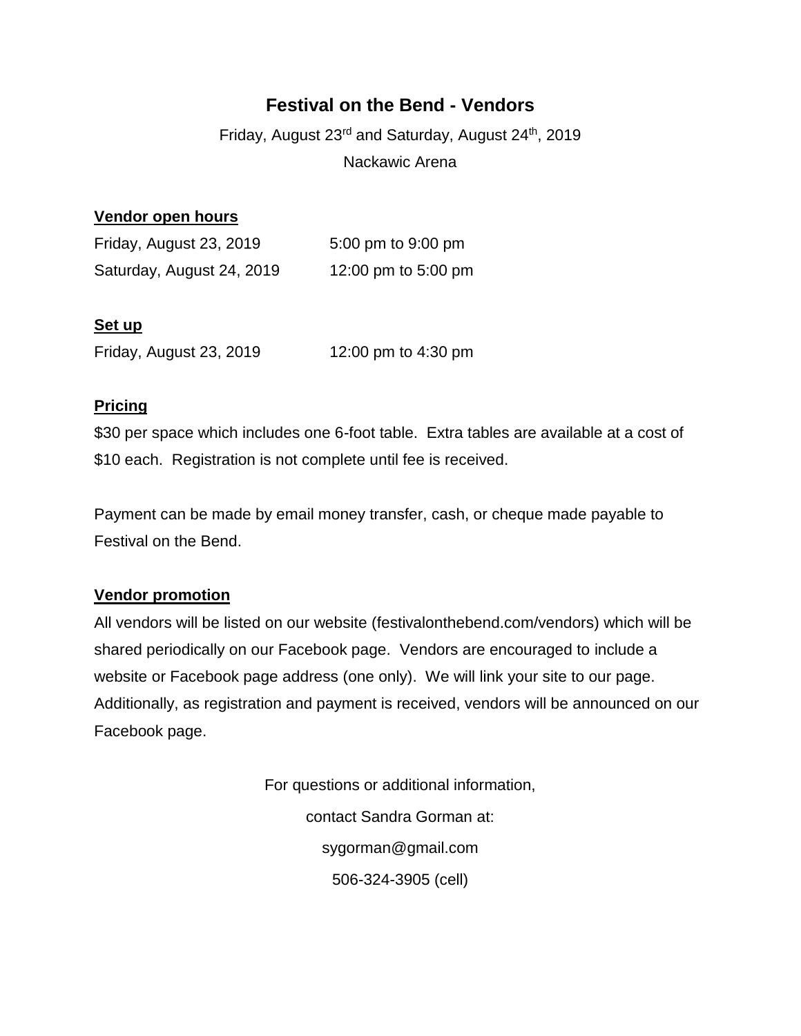# Festival on the Bend - Vendors

Friday, August 23rd and Saturday, August 24th, 2019

Nackawic Arena

**Vendor open hours**

| | |
|---|---|
| Friday, August 23, 2019 | 5:00 pm to 9:00 pm |
| Saturday, August 24, 2019 | 12:00 pm to 5:00 pm |

**Set up**

| | |
|---|---|
| Friday, August 23, 2019 | 12:00 pm to 4:30 pm |

**Pricing**

$30 per space which includes one 6-foot table. Extra tables are available at a cost of $10 each. Registration is not complete until fee is received.

Payment can be made by email money transfer, cash, or cheque made payable to Festival on the Bend.

**Vendor promotion**

All vendors will be listed on our website (festivalonthebend.com/vendors) which will be shared periodically on our Facebook page. Vendors are encouraged to include a website or Facebook page address (one only). We will link your site to our page. Additionally, as registration and payment is received, vendors will be announced on our Facebook page.

For questions or additional information,

contact Sandra Gorman at:

sygorman@gmail.com

506-324-3905 (cell)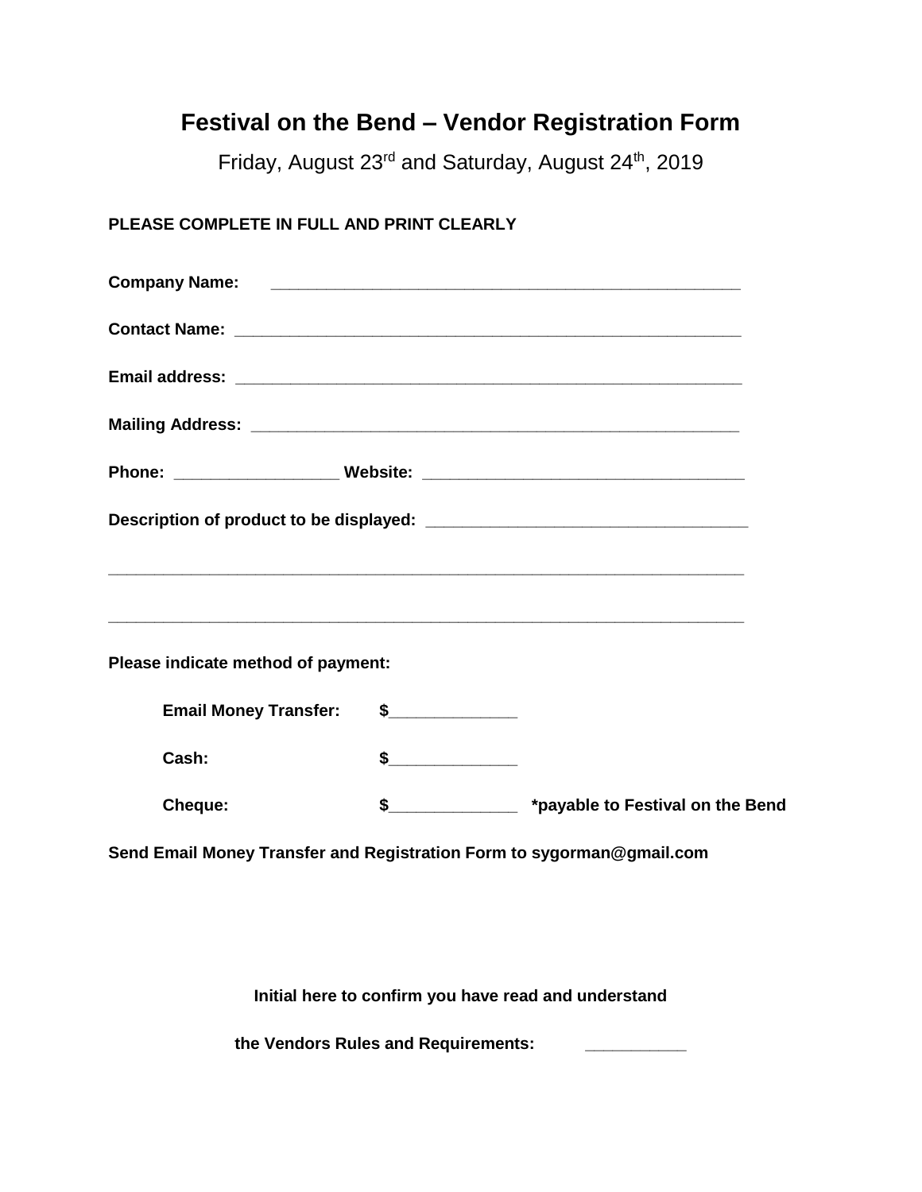# Festival on the Bend – Vendor Registration Form

Friday, August 23rd and Saturday, August 24th, 2019

**PLEASE COMPLETE IN FULL AND PRINT CLEARLY**

**Company Name:** ____________________________________________________

**Contact Name:** ________________________________________________________

**Email address:** ________________________________________________________

**Mailing Address:** _____________________________________________________

**Phone:** _________________ **Website:** ___________________________________

**Description of product to be displayed:** ___________________________________

________________________________________________________________________

________________________________________________________________________

**Please indicate method of payment:**

**Email Money Transfer:** $_____________

**Cash:** $_____________

**Cheque:** $_____________ ***payable to Festival on the Bend**

**Send Email Money Transfer and Registration Form to sygorman@gmail.com**

**Initial here to confirm you have read and understand**

**the Vendors Rules and Requirements:** __________